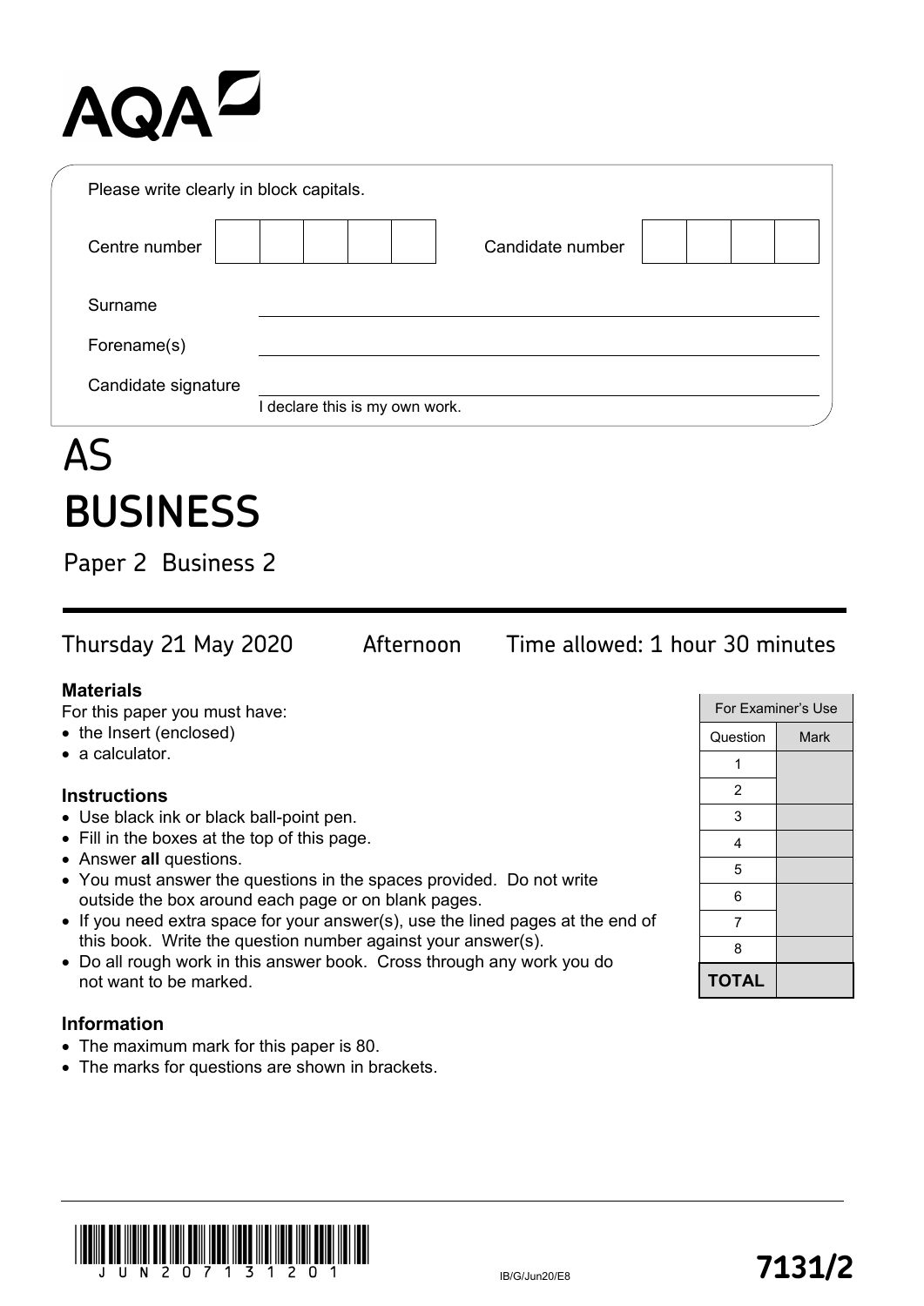AQA

Please write clearly in block capitals.

| Centre number | | | | | | Candidate number | | | | |
|---|---|---|---|---|---|---|---|---|---|---|

Surname ______________________________

Forename(s) ______________________________

Candidate signature ______________________________
I declare this is my own work.

# AS
# BUSINESS

## Paper 2 Business 2

Thursday 21 May 2020 Afternoon Time allowed: 1 hour 30 minutes

**Materials**

For this paper you must have:

- the Insert (enclosed)
- a calculator.

**Instructions**

- Use black ink or black ball-point pen.
- Fill in the boxes at the top of this page.
- Answer **all** questions.
- You must answer the questions in the spaces provided. Do not write outside the box around each page or on blank pages.
- If you need extra space for your answer(s), use the lined pages at the end of this book. Write the question number against your answer(s).
- Do all rough work in this answer book. Cross through any work you do not want to be marked.

**Information**

- The maximum mark for this paper is 80.
- The marks for questions are shown in brackets.

| For Examiner's Use | |
|---|---|
| Question | Mark |
| 1 | |
| 2 | |
| 3 | |
| 4 | |
| 5 | |
| 6 | |
| 7 | |
| 8 | |
| **TOTAL** | |

JUN207131201

IB/G/Jun20/E8

**7131/2**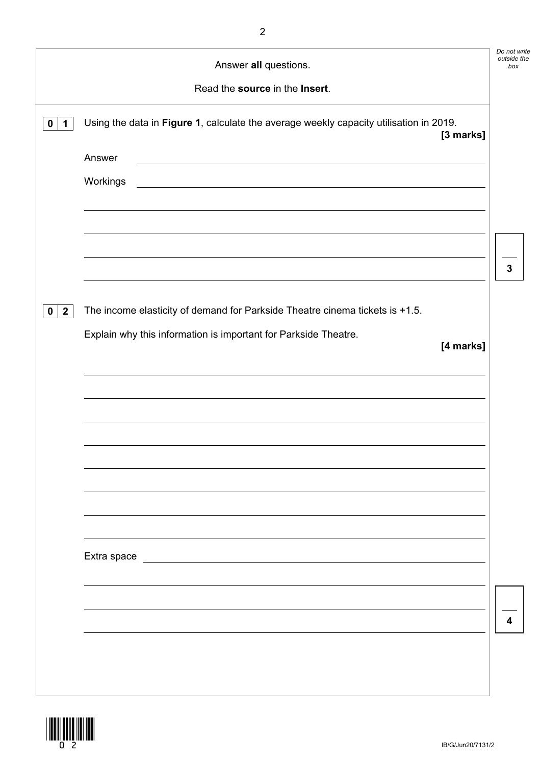Answer **all** questions.

Read the **source** in the **Insert**.

**0 1** Using the data in **Figure 1**, calculate the average weekly capacity utilisation in 2019.

**[3 marks]**

Answer

Workings

**0 2** The income elasticity of demand for Parkside Theatre cinema tickets is +1.5.

Explain why this information is important for Parkside Theatre.

**[4 marks]**

Extra space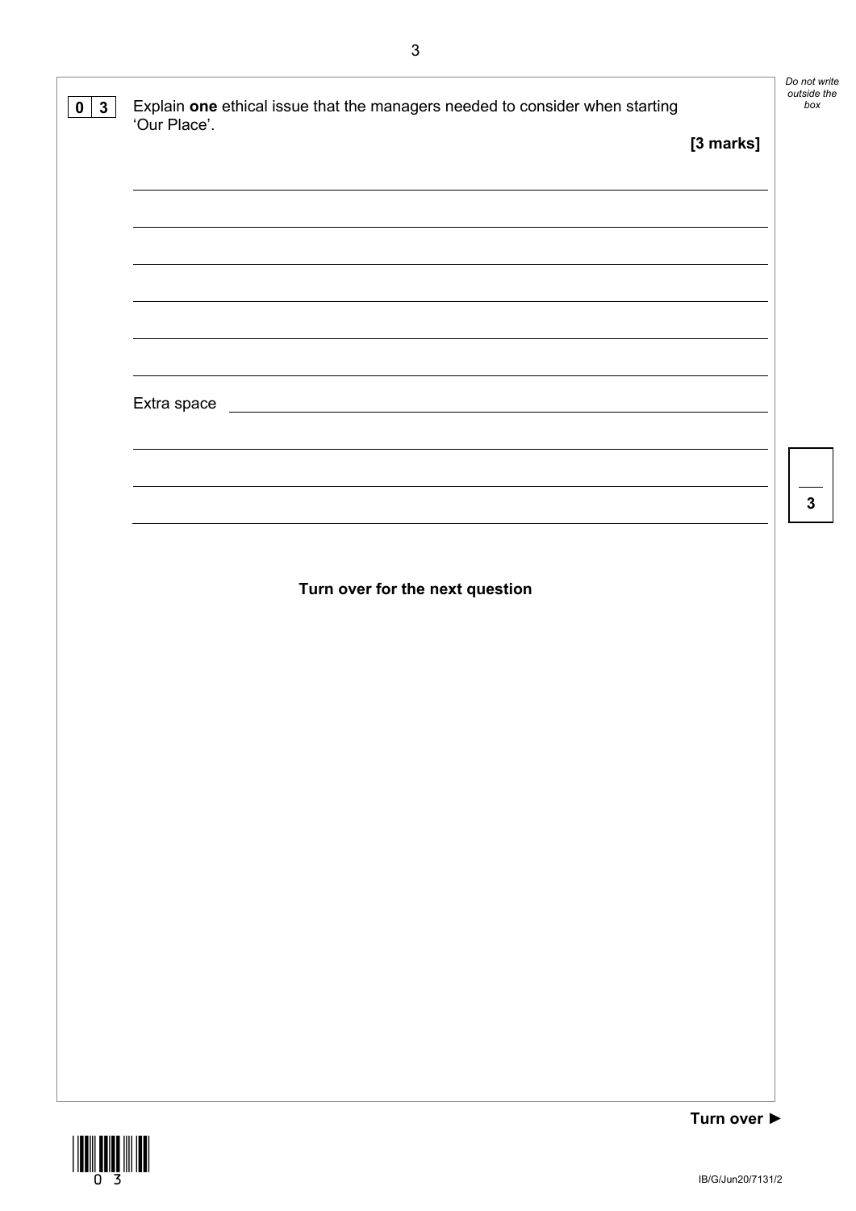**0 3** Explain **one** ethical issue that the managers needed to consider when starting 'Our Place'.

**[3 marks]**

Extra space

**Turn over for the next question**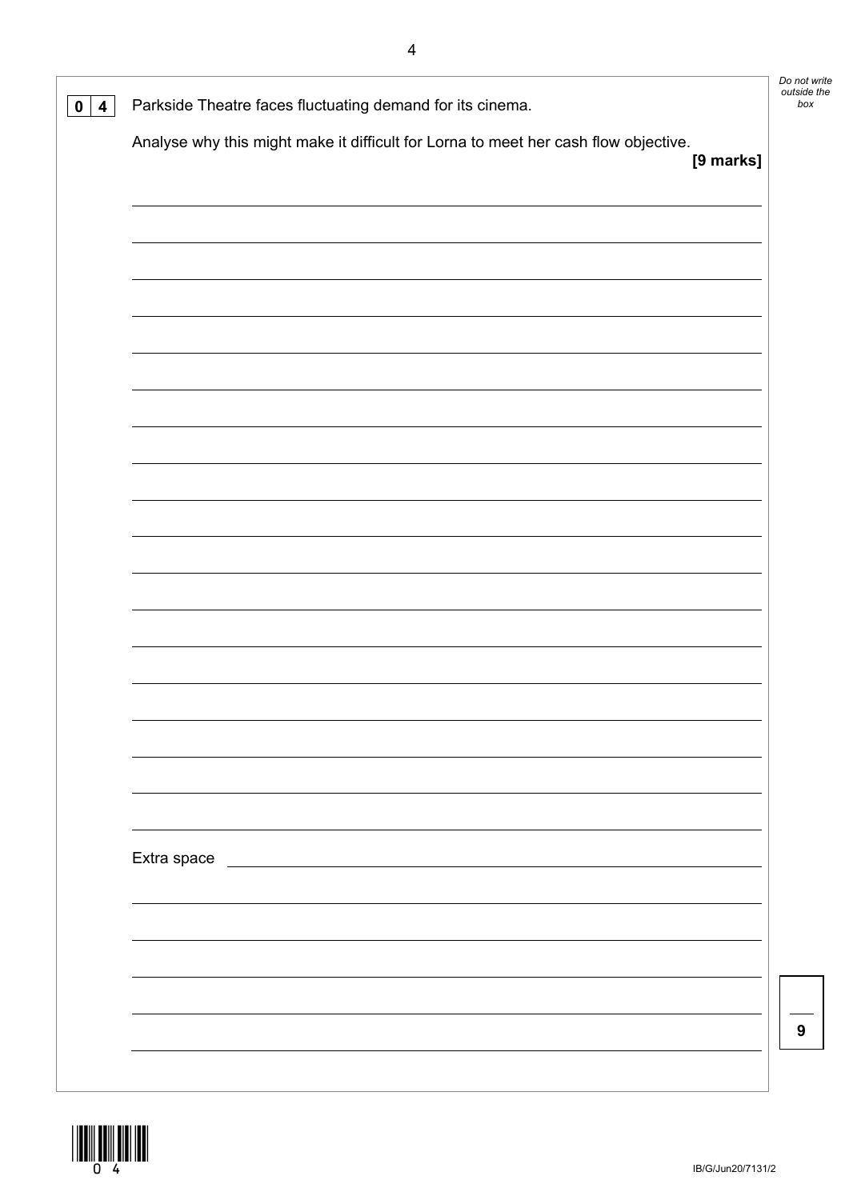**0 4** Parkside Theatre faces fluctuating demand for its cinema.

Analyse why this might make it difficult for Lorna to meet her cash flow objective.

**[9 marks]**

Extra space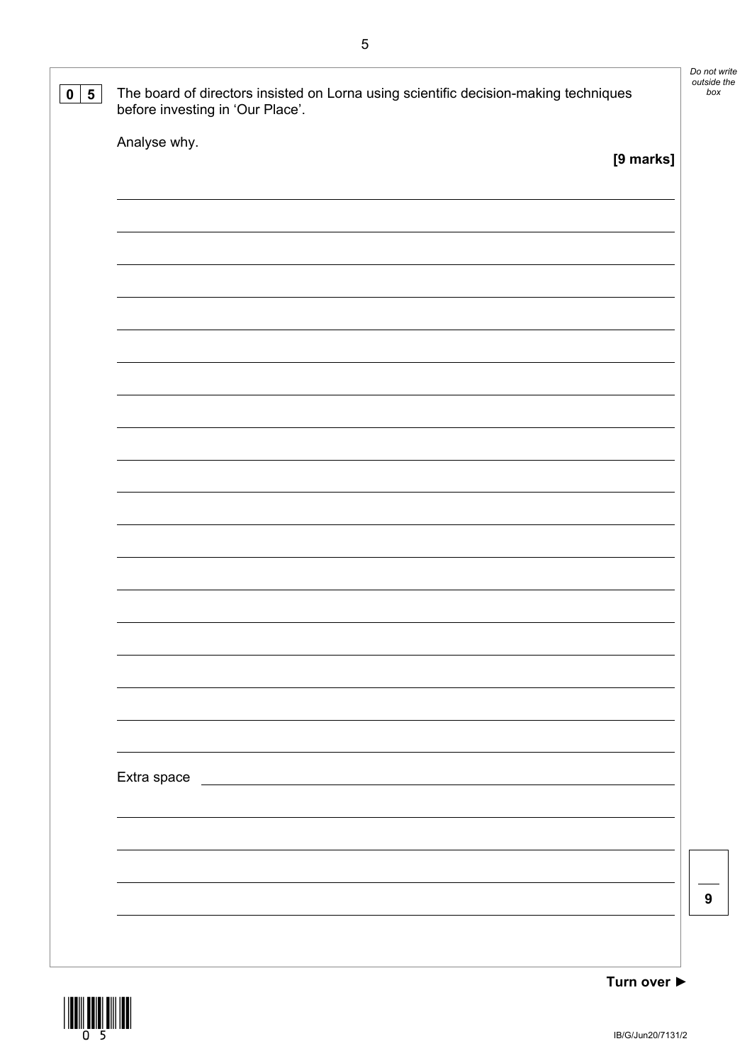**0 5** The board of directors insisted on Lorna using scientific decision-making techniques before investing in 'Our Place'.

Analyse why.

**[9 marks]**

Extra space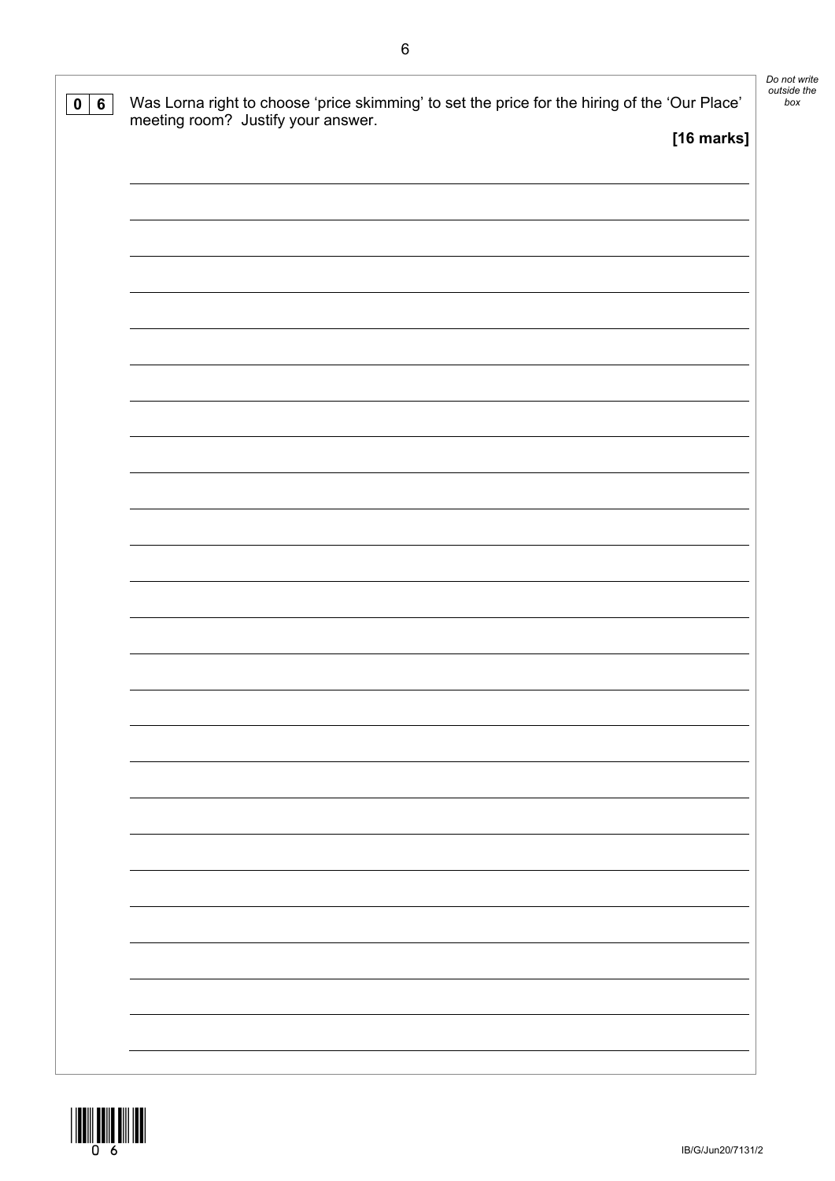**0 6** Was Lorna right to choose 'price skimming' to set the price for the hiring of the 'Our Place' meeting room? Justify your answer.

**[16 marks]**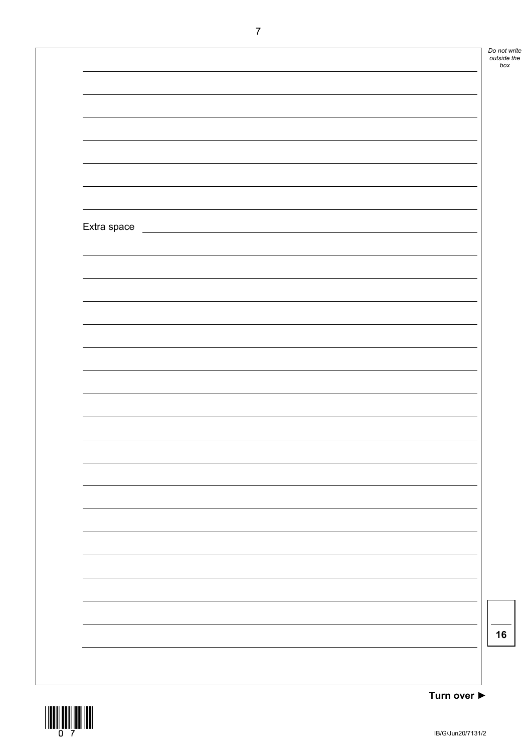Extra space

16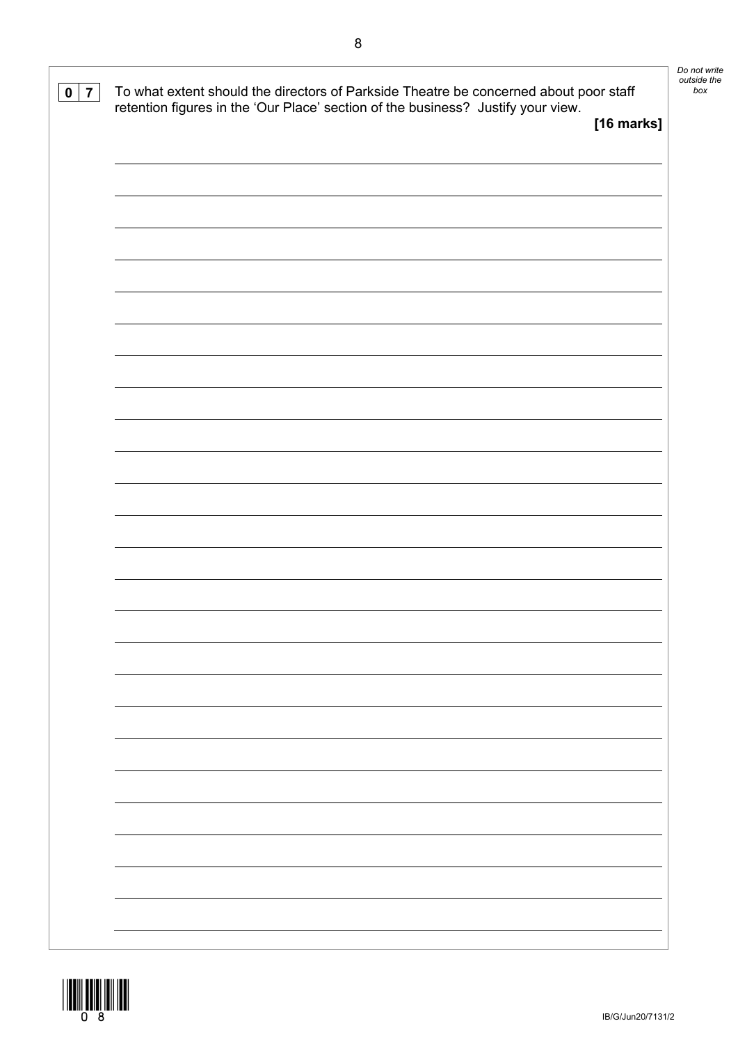**0 7** To what extent should the directors of Parkside Theatre be concerned about poor staff retention figures in the 'Our Place' section of the business? Justify your view.

**[16 marks]**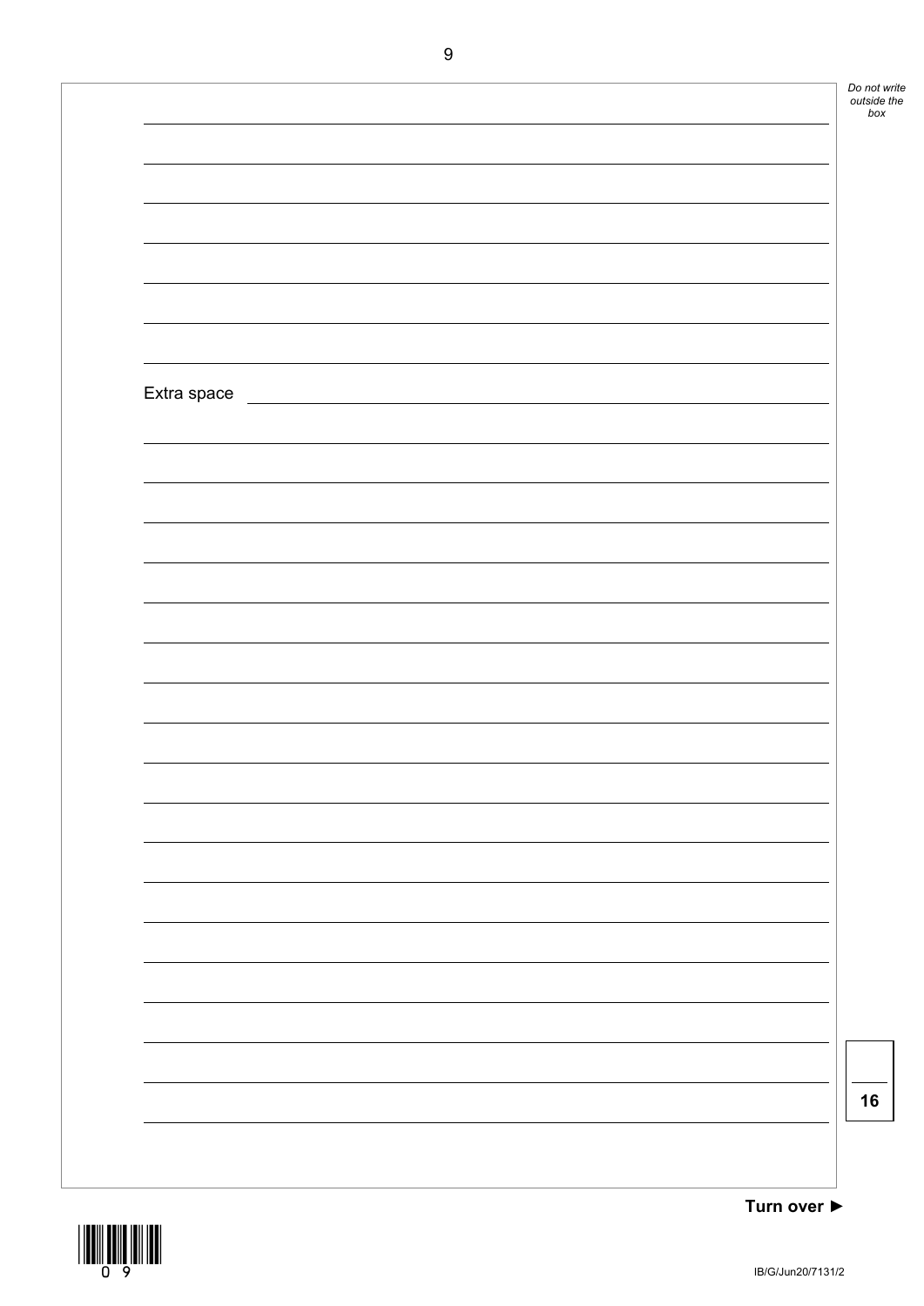Extra space

16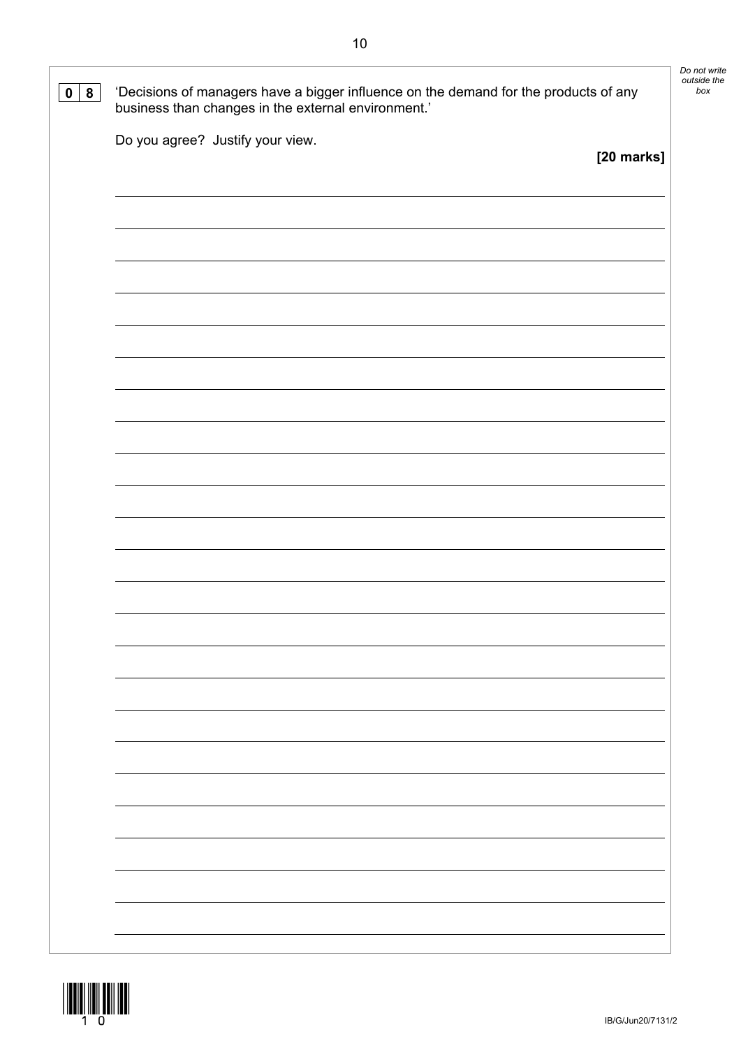**0 8** 'Decisions of managers have a bigger influence on the demand for the products of any business than changes in the external environment.'

Do you agree? Justify your view.

**[20 marks]**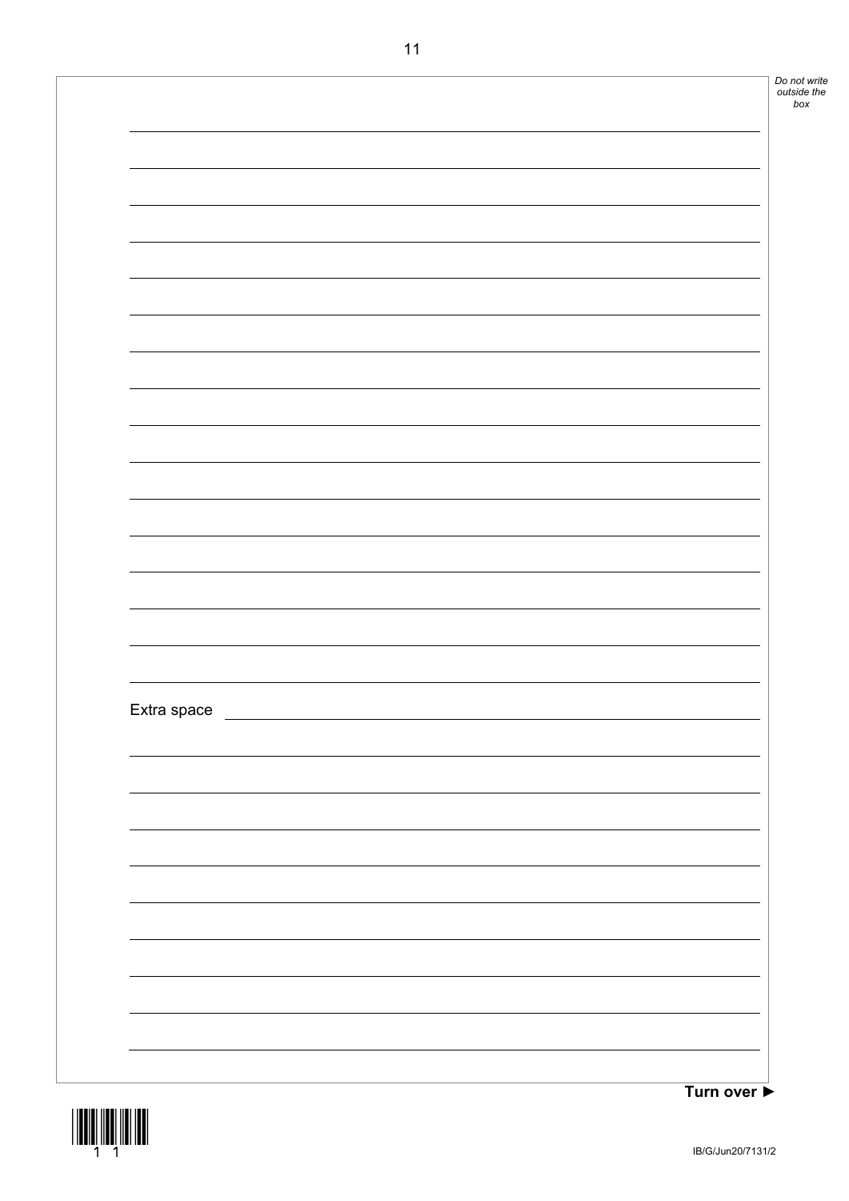Extra space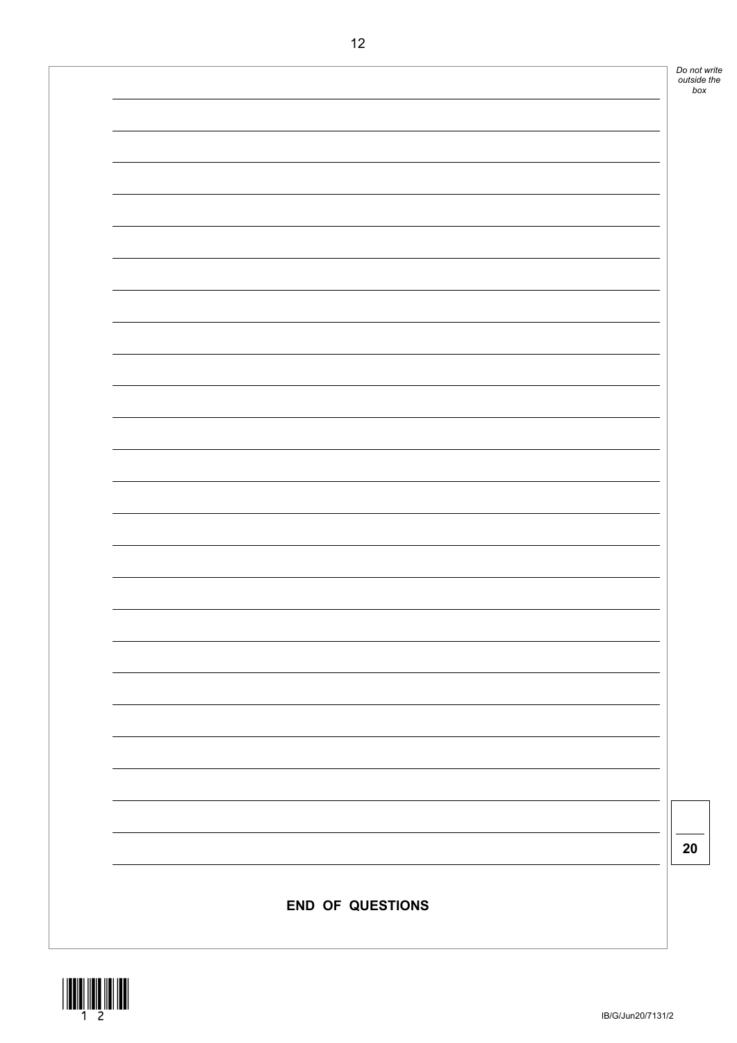**END OF QUESTIONS**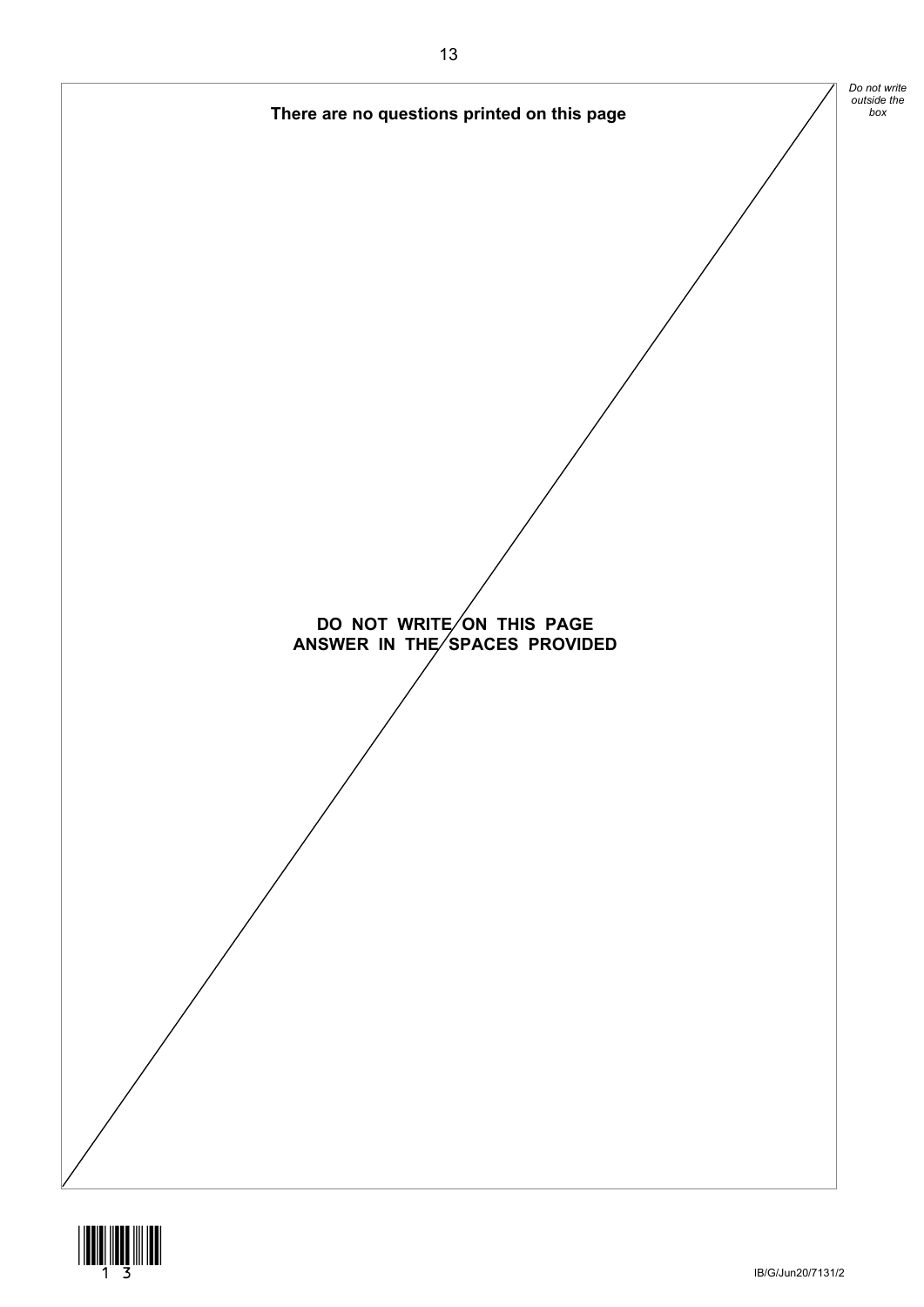**There are no questions printed on this page**

**DO NOT WRITE ON THIS PAGE**
**ANSWER IN THE SPACES PROVIDED**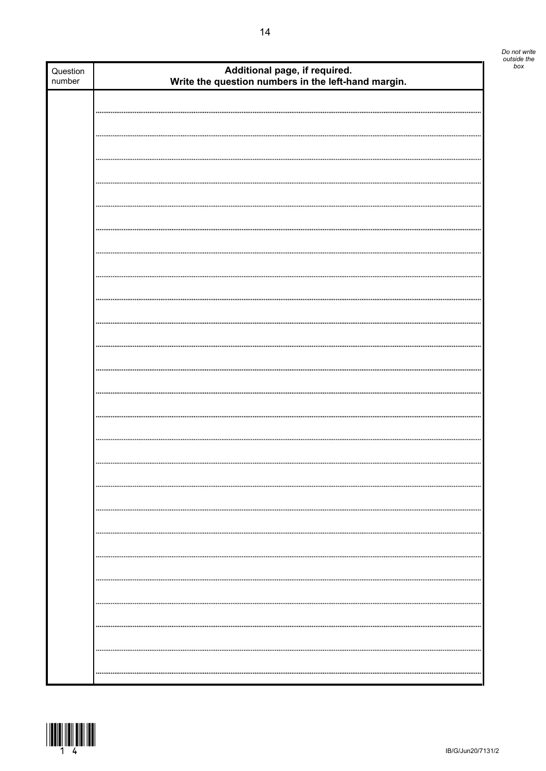Do not write outside the box

| Question number | Additional page, if required. Write the question numbers in the left-hand margin. |
| --- | --- |
| | |

IB/G/Jun20/7131/2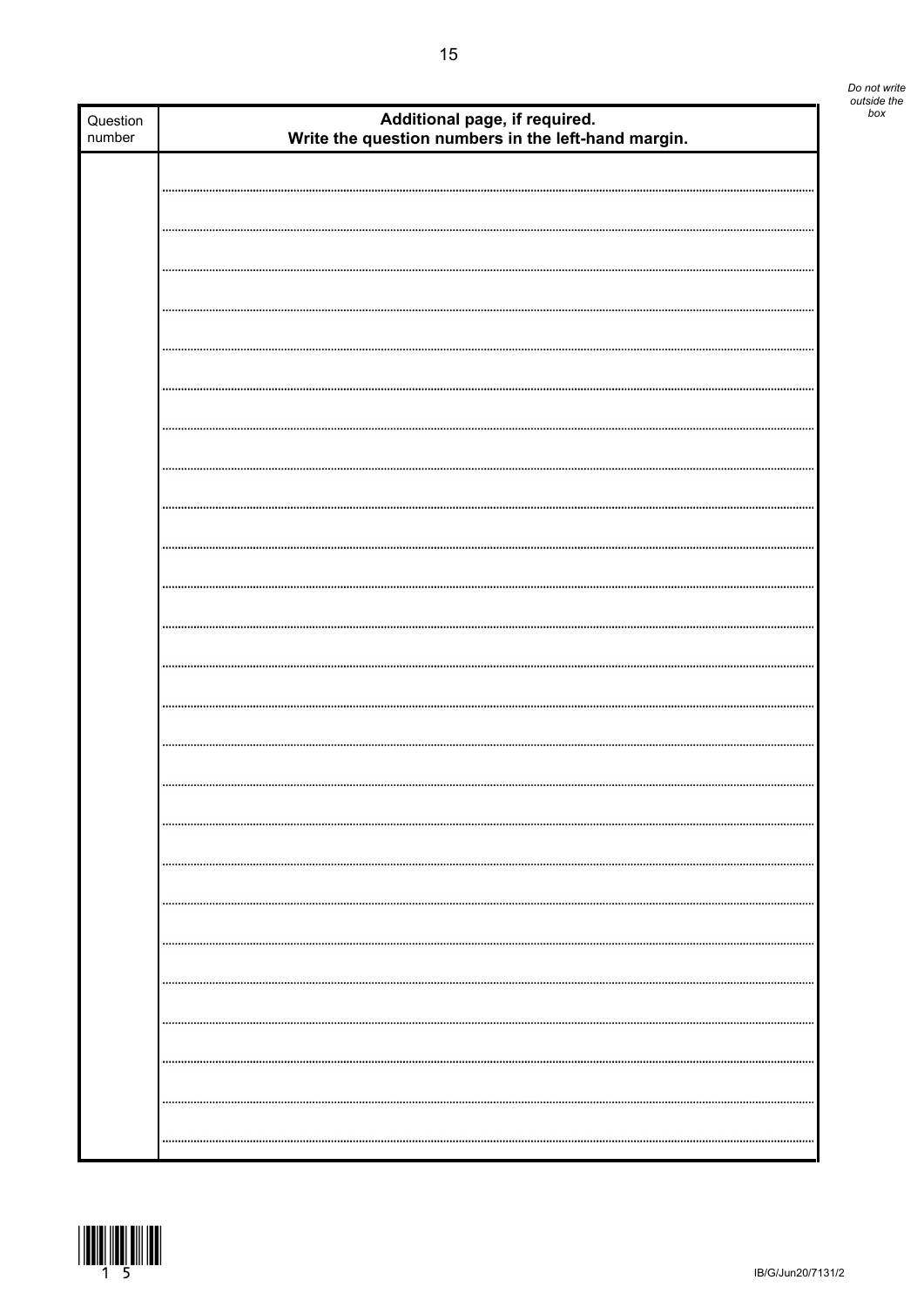| Question number | **Additional page, if required.** **Write the question numbers in the left-hand margin.** |
|---|---|
| | |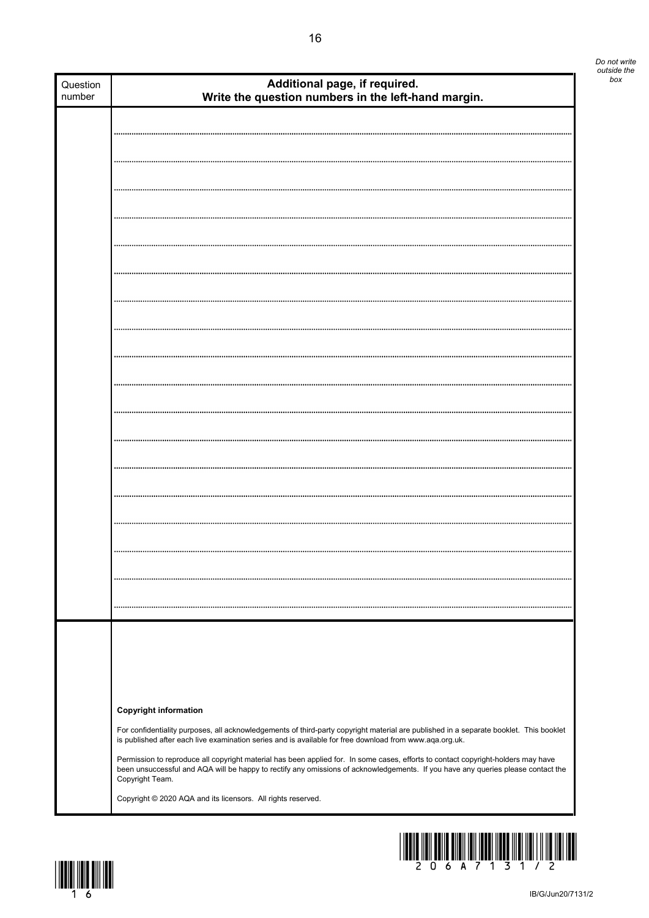| Question number | Additional page, if required. Write the question numbers in the left-hand margin. |
| --- | --- |
| | |

**Copyright information**

For confidentiality purposes, all acknowledgements of third-party copyright material are published in a separate booklet. This booklet is published after each live examination series and is available for free download from www.aqa.org.uk.

Permission to reproduce all copyright material has been applied for. In some cases, efforts to contact copyright-holders may have been unsuccessful and AQA will be happy to rectify any omissions of acknowledgements. If you have any queries please contact the Copyright Team.

Copyright © 2020 AQA and its licensors. All rights reserved.

IB/G/Jun20/7131/2